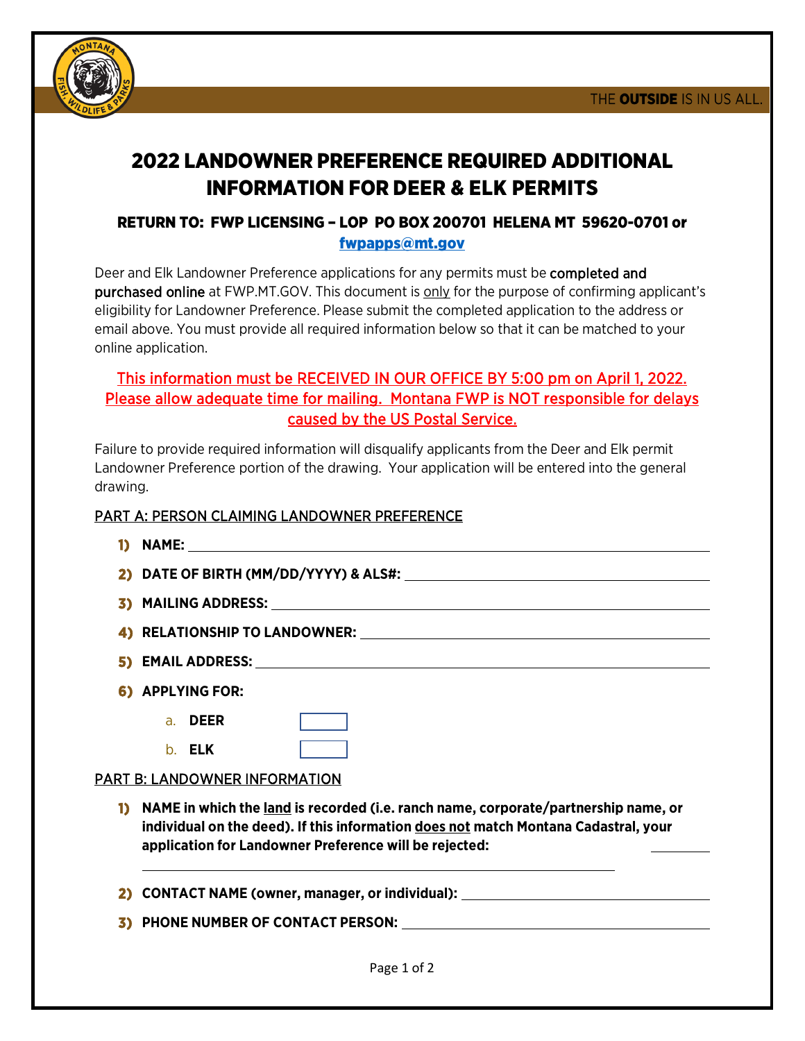THE **OUTSIDE** IS IN US ALL.

# 2022 LANDOWNER PREFERENCE REQUIRED ADDITIONAL INFORMATION FOR DEER & ELK PERMITS

### RETURN TO: FWP LICENSING – LOP PO BOX 200701 HELENA MT 59620-0701 or [fwpapps@mt.gov](mailto:fwpapps@mt.gov)

Deer and Elk Landowner Preference applications for any permits must be completed and purchased online at FWP.MT.GOV. This document is only for the purpose of confirming applicant's eligibility for Landowner Preference. Please submit the completed application to the address or email above. You must provide all required information below so that it can be matched to your online application.

This information must be RECEIVED IN OUR OFFICE BY 5:00 pm on April 1, 2022. Please allow adequate time for mailing. Montana FWP is NOT responsible for delays caused by the US Postal Service.

Failure to provide required information will disqualify applicants from the Deer and Elk permit Landowner Preference portion of the drawing. Your application will be entered into the general drawing.

PART A: PERSON CLAIMING LANDOWNER PREFERENCE

1) **NAME:** ____________________
2) **DATE OF BIRTH (MM/DD/YYYY) & ALS#:** ____________________
3) **MAILING ADDRESS:** ____________________
4) **RELATIONSHIP TO LANDOWNER:** ____________________
5) **EMAIL ADDRESS:** ____________________
6) **APPLYING FOR:**
   a. **DEER** ☐
   b. **ELK** ☐

PART B: LANDOWNER INFORMATION

1) **NAME in which the land is recorded (i.e. ranch name, corporate/partnership name, or individual on the deed). If this information does not match Montana Cadastral, your application for Landowner Preference will be rejected:** ____________________
2) **CONTACT NAME (owner, manager, or individual):** ____________________
3) **PHONE NUMBER OF CONTACT PERSON:** ____________________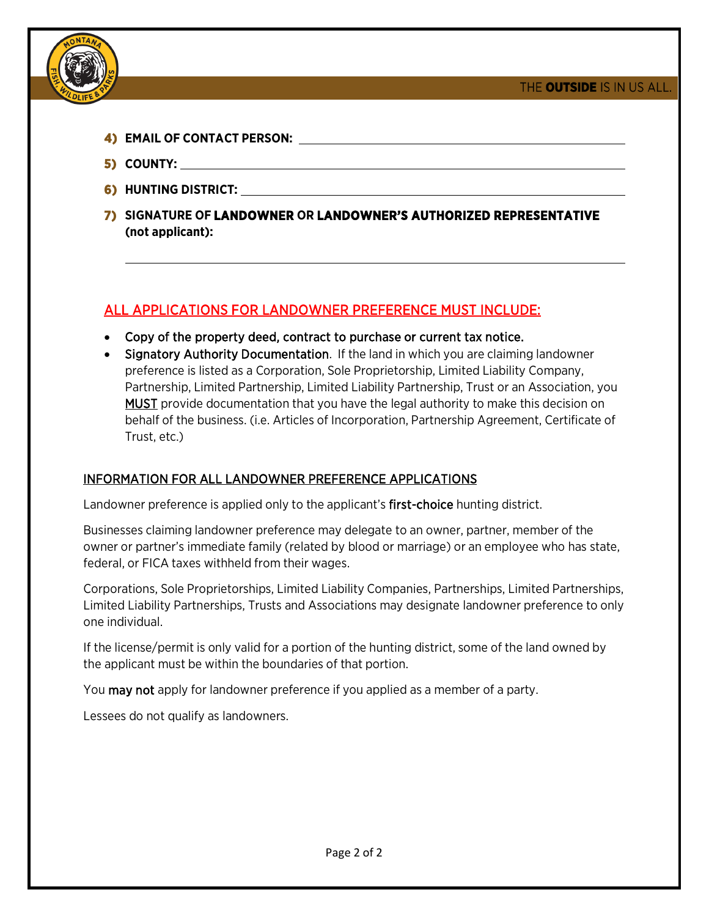4) **EMAIL OF CONTACT PERSON:** ______________________________

5) **COUNTY:** ______________________________

6) **HUNTING DISTRICT:** ______________________________

7) **SIGNATURE OF LANDOWNER OR LANDOWNER'S AUTHORIZED REPRESENTATIVE (not applicant):**

______________________________

## ALL APPLICATIONS FOR LANDOWNER PREFERENCE MUST INCLUDE:

- Copy of the property deed, contract to purchase or current tax notice.
- Signatory Authority Documentation. If the land in which you are claiming landowner preference is listed as a Corporation, Sole Proprietorship, Limited Liability Company, Partnership, Limited Partnership, Limited Liability Partnership, Trust or an Association, you MUST provide documentation that you have the legal authority to make this decision on behalf of the business. (i.e. Articles of Incorporation, Partnership Agreement, Certificate of Trust, etc.)

### INFORMATION FOR ALL LANDOWNER PREFERENCE APPLICATIONS

Landowner preference is applied only to the applicant's first-choice hunting district.

Businesses claiming landowner preference may delegate to an owner, partner, member of the owner or partner's immediate family (related by blood or marriage) or an employee who has state, federal, or FICA taxes withheld from their wages.

Corporations, Sole Proprietorships, Limited Liability Companies, Partnerships, Limited Partnerships, Limited Liability Partnerships, Trusts and Associations may designate landowner preference to only one individual.

If the license/permit is only valid for a portion of the hunting district, some of the land owned by the applicant must be within the boundaries of that portion.

You may not apply for landowner preference if you applied as a member of a party.

Lessees do not qualify as landowners.